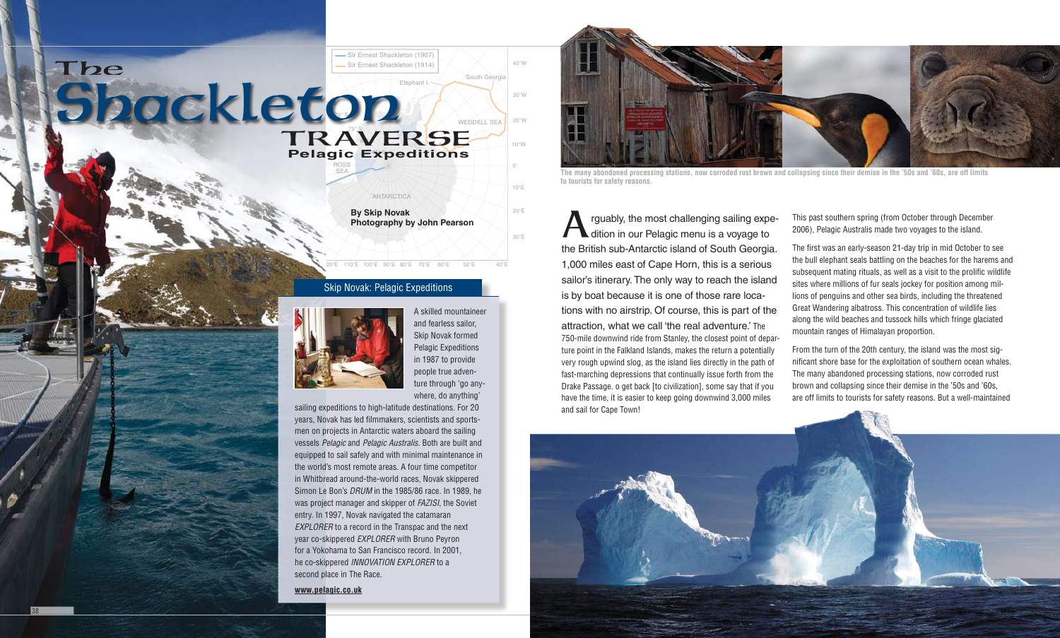# The Shackleton TRAVERSE

## Pelagic Expeditions

Sir Ernest Shackleton (1907)
Sir Ernest Shackleton (1914)

Elephant I.
South Georgia
WEDDELL SEA
ROSS SEA
ANTARCTICA

**By Skip Novak**
**Photography by John Pearson**

### Skip Novak: Pelagic Expeditions

A skilled mountaineer and fearless sailor, Skip Novak formed Pelagic Expeditions in 1987 to provide people true adventure through 'go anywhere, do anything' sailing expeditions to high-latitude destinations. For 20 years, Novak has led filmmakers, scientists and sportsmen on projects in Antarctic waters aboard the sailing vessels *Pelagic* and *Pelagic Australis*. Both are built and equipped to sail safely and with minimal maintenance in the world's most remote areas. A four time competitor in Whitbread around-the-world races, Novak skippered Simon Le Bon's *DRUM* in the 1985/86 race. In 1989, he was project manager and skipper of *FAZISI*, the Soviet entry. In 1997, Novak navigated the catamaran *EXPLORER* to a record in the Transpac and the next year co-skippered *EXPLORER* with Bruno Peyron for a Yokohama to San Francisco record. In 2001, he co-skippered *INNOVATION EXPLORER* to a second place in The Race.

**www.pelagic.co.uk**

The many abandoned processing stations, now corroded rust brown and collapsing since their demise in the '50s and '60s, are off limits to tourists for safety reasons.

Arguably, the most challenging sailing expedition in our Pelagic menu is a voyage to the British sub-Antarctic island of South Georgia. 1,000 miles east of Cape Horn, this is a serious sailor's itinerary. The only way to reach the island is by boat because it is one of those rare locations with no airstrip. Of course, this is part of the attraction, what we call 'the real adventure.' The 750-mile downwind ride from Stanley, the closest point of departure point in the Falkland Islands, makes the return a potentially very rough upwind slog, as the island lies directly in the path of fast-marching depressions that continually issue forth from the Drake Passage. o get back [to civilization], some say that if you have the time, it is easier to keep going downwind 3,000 miles and sail for Cape Town!

This past southern spring (from October through December 2006), Pelagic Australis made two voyages to the island.

The first was an early-season 21-day trip in mid October to see the bull elephant seals battling on the beaches for the harems and subsequent mating rituals, as well as a visit to the prolific wildlife sites where millions of fur seals jockey for position among millions of penguins and other sea birds, including the threatened Great Wandering albatross. This concentration of wildlife lies along the wild beaches and tussock hills which fringe glaciated mountain ranges of Himalayan proportion.

From the turn of the 20th century, the island was the most significant shore base for the exploitation of southern ocean whales. The many abandoned processing stations, now corroded rust brown and collapsing since their demise in the '50s and '60s, are off limits to tourists for safety reasons. But a well-maintained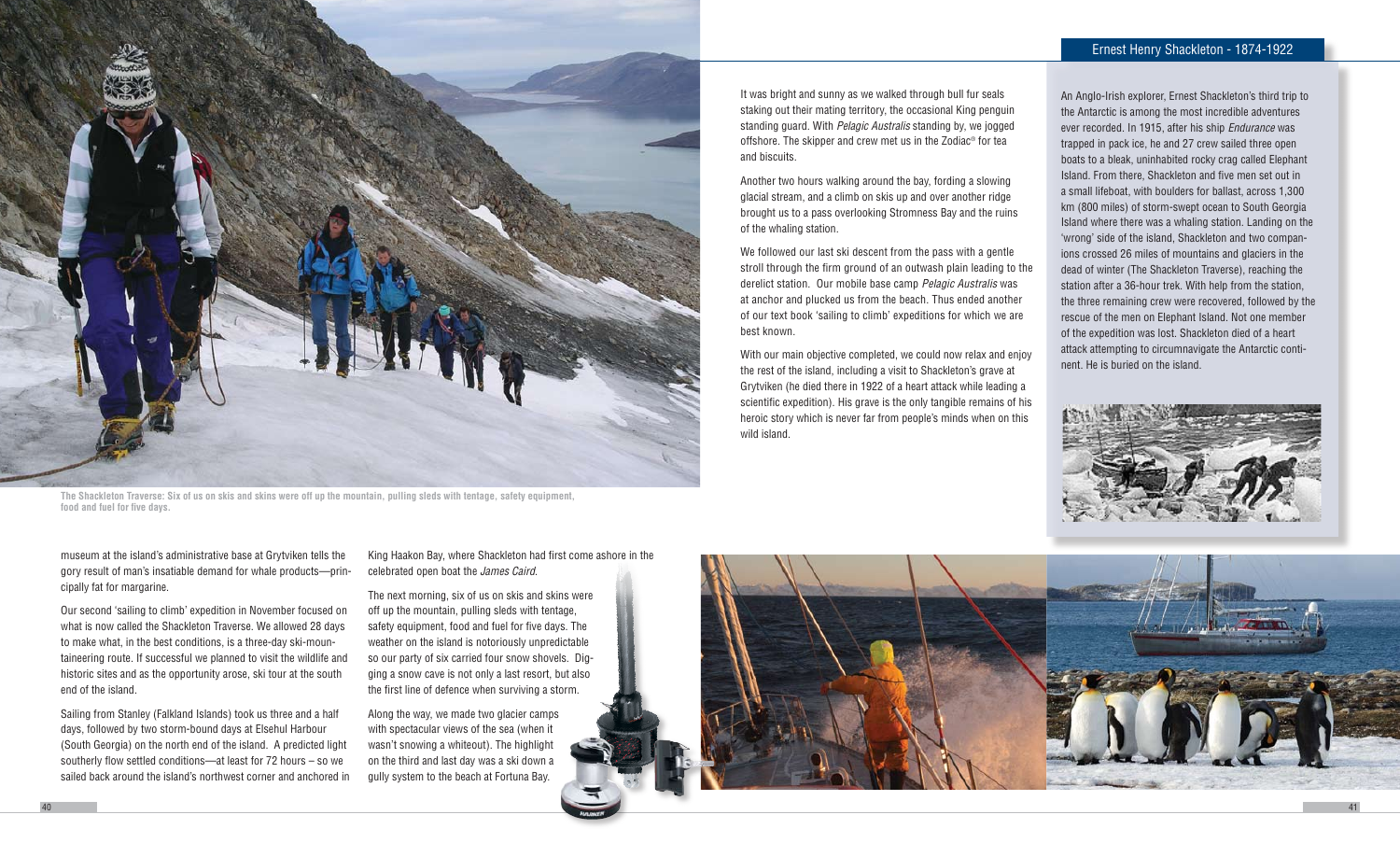The Shackleton Traverse: Six of us on skis and skins were off up the mountain, pulling sleds with tentage, safety equipment, food and fuel for five days.

museum at the island's administrative base at Grytviken tells the gory result of man's insatiable demand for whale products—principally fat for margarine.

Our second 'sailing to climb' expedition in November focused on what is now called the Shackleton Traverse. We allowed 28 days to make what, in the best conditions, is a three-day ski-mountaineering route. If successful we planned to visit the wildlife and historic sites and as the opportunity arose, ski tour at the south end of the island.

Sailing from Stanley (Falkland Islands) took us three and a half days, followed by two storm-bound days at Elsehul Harbour (South Georgia) on the north end of the island. A predicted light southerly flow settled conditions—at least for 72 hours – so we sailed back around the island's northwest corner and anchored in King Haakon Bay, where Shackleton had first come ashore in the celebrated open boat the *James Caird*.

The next morning, six of us on skis and skins were off up the mountain, pulling sleds with tentage, safety equipment, food and fuel for five days. The weather on the island is notoriously unpredictable so our party of six carried four snow shovels. Digging a snow cave is not only a last resort, but also the first line of defence when surviving a storm.

Along the way, we made two glacier camps with spectacular views of the sea (when it wasn't snowing a whiteout). The highlight on the third and last day was a ski down a gully system to the beach at Fortuna Bay.

It was bright and sunny as we walked through bull fur seals staking out their mating territory, the occasional King penguin standing guard. With *Pelagic Australis* standing by, we jogged offshore. The skipper and crew met us in the Zodiac® for tea and biscuits.

Another two hours walking around the bay, fording a slowing glacial stream, and a climb on skis up and over another ridge brought us to a pass overlooking Stromness Bay and the ruins of the whaling station.

We followed our last ski descent from the pass with a gentle stroll through the firm ground of an outwash plain leading to the derelict station. Our mobile base camp *Pelagic Australis* was at anchor and plucked us from the beach. Thus ended another of our text book 'sailing to climb' expeditions for which we are best known.

With our main objective completed, we could now relax and enjoy the rest of the island, including a visit to Shackleton's grave at Grytviken (he died there in 1922 of a heart attack while leading a scientific expedition). His grave is the only tangible remains of his heroic story which is never far from people's minds when on this wild island.

## Ernest Henry Shackleton - 1874-1922

An Anglo-Irish explorer, Ernest Shackleton's third trip to the Antarctic is among the most incredible adventures ever recorded. In 1915, after his ship *Endurance* was trapped in pack ice, he and 27 crew sailed three open boats to a bleak, uninhabited rocky crag called Elephant Island. From there, Shackleton and five men set out in a small lifeboat, with boulders for ballast, across 1,300 km (800 miles) of storm-swept ocean to South Georgia Island where there was a whaling station. Landing on the 'wrong' side of the island, Shackleton and two companions crossed 26 miles of mountains and glaciers in the dead of winter (The Shackleton Traverse), reaching the station after a 36-hour trek. With help from the station, the three remaining crew were recovered, followed by the rescue of the men on Elephant Island. Not one member of the expedition was lost. Shackleton died of a heart attack attempting to circumnavigate the Antarctic continent. He is buried on the island.